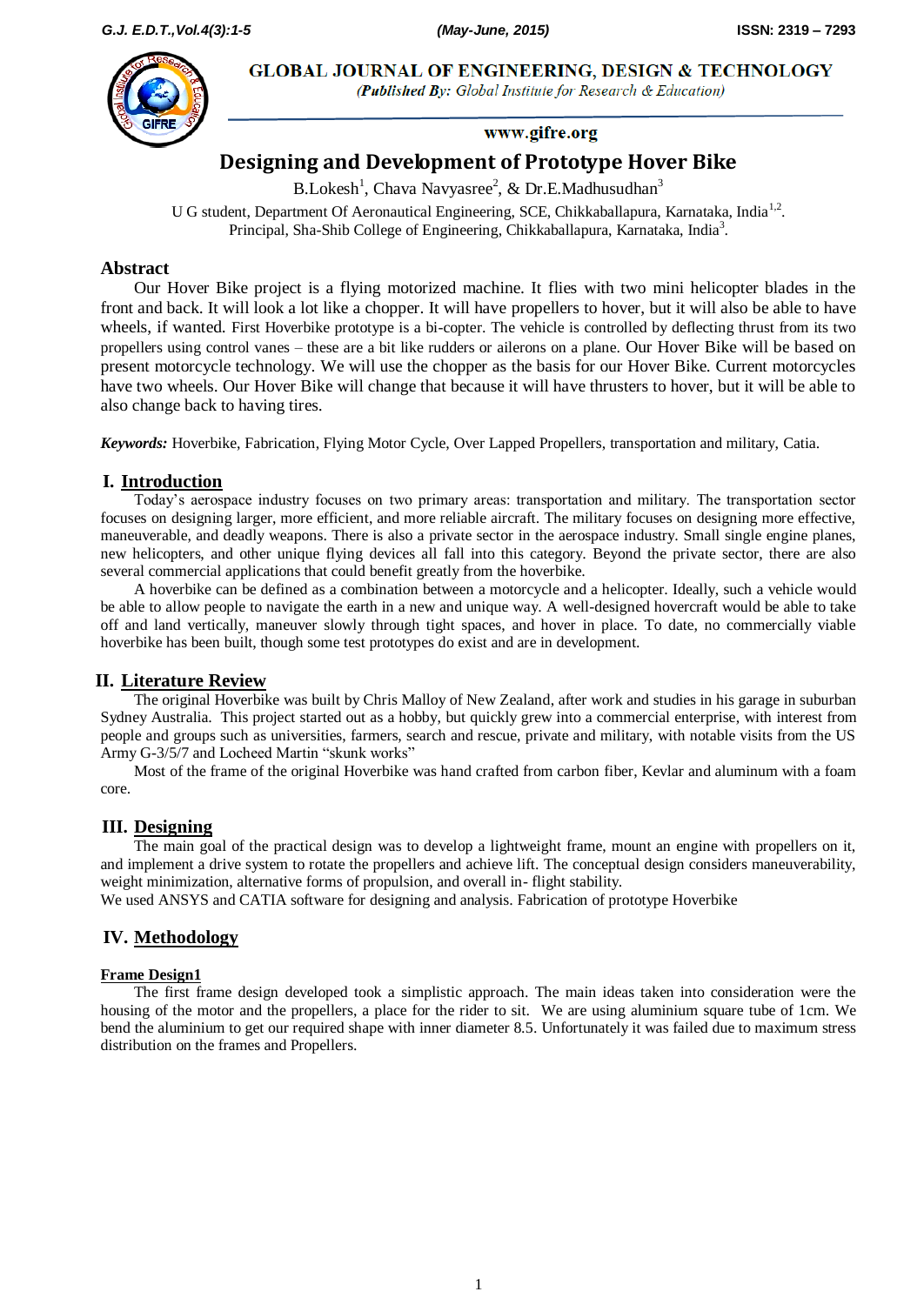GLOBAL JOURNAL OF ENGINEERING, DESIGN & TECHNOLOGY

*(Published By: Global Institute for Research & Education)*

www.gifre.org

# Designing and Development of Prototype Hover Bike

B.Lokesh[1], Chava Navyasree[2], & Dr.E.Madhusudhan[3]

U G student, Department Of Aeronautical Engineering, SCE, Chikkaballapura, Karnataka, India[1,2].
Principal, Sha-Shib College of Engineering, Chikkaballapura, Karnataka, India[3].

## Abstract

Our Hover Bike project is a flying motorized machine. It flies with two mini helicopter blades in the front and back. It will look a lot like a chopper. It will have propellers to hover, but it will also be able to have wheels, if wanted. First Hoverbike prototype is a bi-copter. The vehicle is controlled by deflecting thrust from its two propellers using control vanes – these are a bit like rudders or ailerons on a plane. Our Hover Bike will be based on present motorcycle technology. We will use the chopper as the basis for our Hover Bike. Current motorcycles have two wheels. Our Hover Bike will change that because it will have thrusters to hover, but it will be able to also change back to having tires.

***Keywords:*** Hoverbike, Fabrication, Flying Motor Cycle, Over Lapped Propellers, transportation and military, Catia.

## I. Introduction

Today's aerospace industry focuses on two primary areas: transportation and military. The transportation sector focuses on designing larger, more efficient, and more reliable aircraft. The military focuses on designing more effective, maneuverable, and deadly weapons. There is also a private sector in the aerospace industry. Small single engine planes, new helicopters, and other unique flying devices all fall into this category. Beyond the private sector, there are also several commercial applications that could benefit greatly from the hoverbike.

A hoverbike can be defined as a combination between a motorcycle and a helicopter. Ideally, such a vehicle would be able to allow people to navigate the earth in a new and unique way. A well-designed hovercraft would be able to take off and land vertically, maneuver slowly through tight spaces, and hover in place. To date, no commercially viable hoverbike has been built, though some test prototypes do exist and are in development.

## II. Literature Review

The original Hoverbike was built by Chris Malloy of New Zealand, after work and studies in his garage in suburban Sydney Australia. This project started out as a hobby, but quickly grew into a commercial enterprise, with interest from people and groups such as universities, farmers, search and rescue, private and military, with notable visits from the US Army G-3/5/7 and Locheed Martin "skunk works"

Most of the frame of the original Hoverbike was hand crafted from carbon fiber, Kevlar and aluminum with a foam core.

## III. Designing

The main goal of the practical design was to develop a lightweight frame, mount an engine with propellers on it, and implement a drive system to rotate the propellers and achieve lift. The conceptual design considers maneuverability, weight minimization, alternative forms of propulsion, and overall in- flight stability.

We used ANSYS and CATIA software for designing and analysis. Fabrication of prototype Hoverbike

## IV. Methodology

### Frame Design1

The first frame design developed took a simplistic approach. The main ideas taken into consideration were the housing of the motor and the propellers, a place for the rider to sit. We are using aluminium square tube of 1cm. We bend the aluminium to get our required shape with inner diameter 8.5. Unfortunately it was failed due to maximum stress distribution on the frames and Propellers.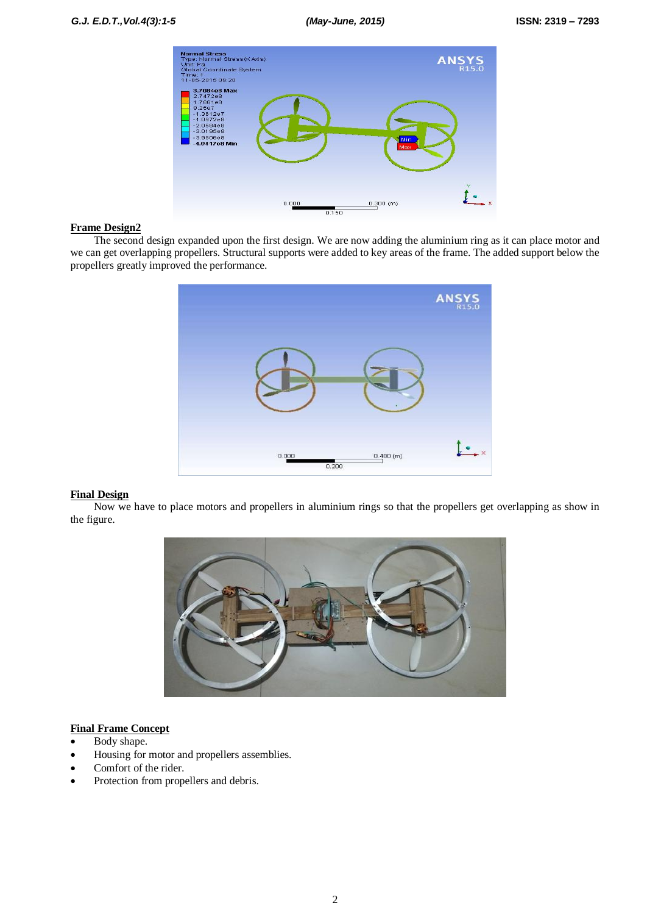## Frame Design2

The second design expanded upon the first design. We are now adding the aluminium ring as it can place motor and we can get overlapping propellers. Structural supports were added to key areas of the frame. The added support below the propellers greatly improved the performance.

## Final Design

Now we have to place motors and propellers in aluminium rings so that the propellers get overlapping as show in the figure.

## Final Frame Concept

- Body shape.
- Housing for motor and propellers assemblies.
- Comfort of the rider.
- Protection from propellers and debris.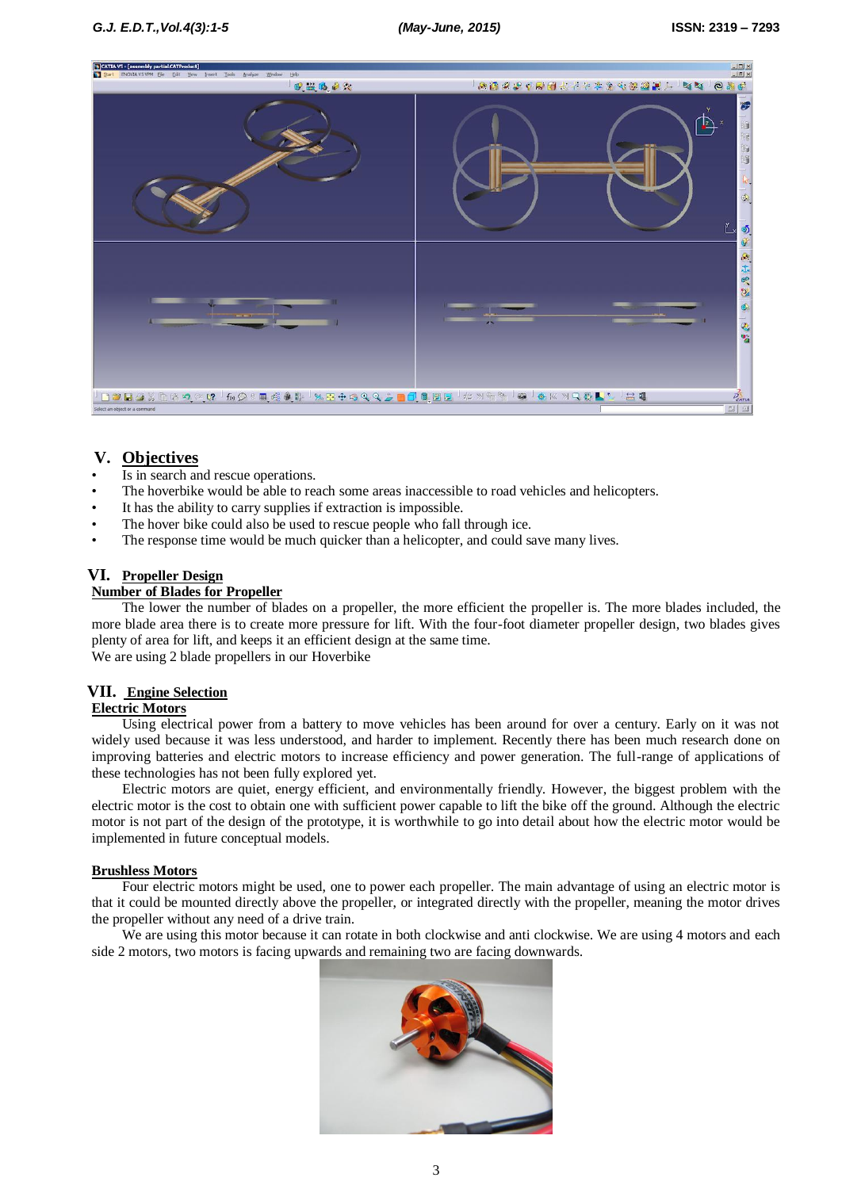## V. Objectives

- Is in search and rescue operations.
- The hoverbike would be able to reach some areas inaccessible to road vehicles and helicopters.
- It has the ability to carry supplies if extraction is impossible.
- The hover bike could also be used to rescue people who fall through ice.
- The response time would be much quicker than a helicopter, and could save many lives.

## VI. Propeller Design

### Number of Blades for Propeller

The lower the number of blades on a propeller, the more efficient the propeller is. The more blades included, the more blade area there is to create more pressure for lift. With the four-foot diameter propeller design, two blades gives plenty of area for lift, and keeps it an efficient design at the same time.

We are using 2 blade propellers in our Hoverbike

## VII. Engine Selection

### Electric Motors

Using electrical power from a battery to move vehicles has been around for over a century. Early on it was not widely used because it was less understood, and harder to implement. Recently there has been much research done on improving batteries and electric motors to increase efficiency and power generation. The full-range of applications of these technologies has not been fully explored yet.

Electric motors are quiet, energy efficient, and environmentally friendly. However, the biggest problem with the electric motor is the cost to obtain one with sufficient power capable to lift the bike off the ground. Although the electric motor is not part of the design of the prototype, it is worthwhile to go into detail about how the electric motor would be implemented in future conceptual models.

### Brushless Motors

Four electric motors might be used, one to power each propeller. The main advantage of using an electric motor is that it could be mounted directly above the propeller, or integrated directly with the propeller, meaning the motor drives the propeller without any need of a drive train.

We are using this motor because it can rotate in both clockwise and anti clockwise. We are using 4 motors and each side 2 motors, two motors is facing upwards and remaining two are facing downwards.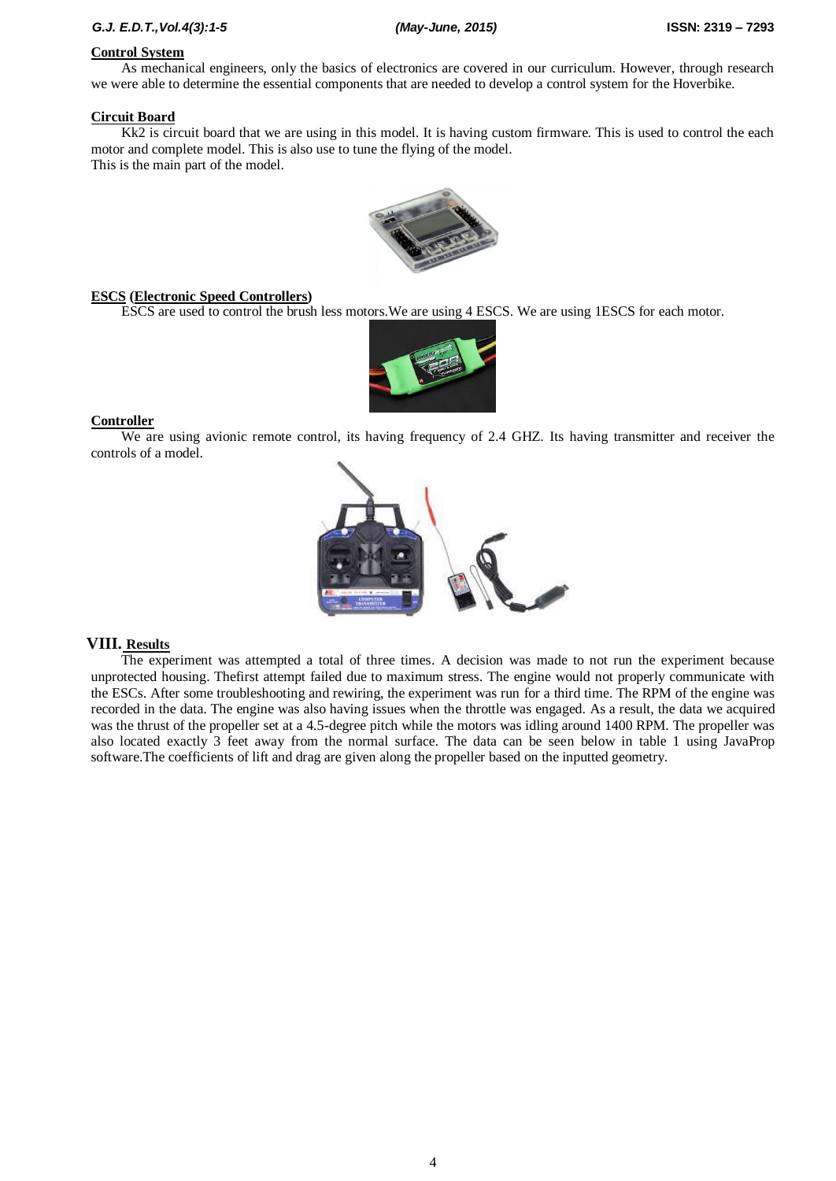**Control System**

As mechanical engineers, only the basics of electronics are covered in our curriculum. However, through research we were able to determine the essential components that are needed to develop a control system for the Hoverbike.

**Circuit Board**

Kk2 is circuit board that we are using in this model. It is having custom firmware. This is used to control the each motor and complete model. This is also use to tune the flying of the model.
This is the main part of the model.

**ESCS (Electronic Speed Controllers)**

ESCS are used to control the brush less motors.We are using 4 ESCS. We are using 1ESCS for each motor.

**Controller**

We are using avionic remote control, its having frequency of 2.4 GHZ. Its having transmitter and receiver the controls of a model.

## VIII. Results

The experiment was attempted a total of three times. A decision was made to not run the experiment because unprotected housing. Thefirst attempt failed due to maximum stress. The engine would not properly communicate with the ESCs. After some troubleshooting and rewiring, the experiment was run for a third time. The RPM of the engine was recorded in the data. The engine was also having issues when the throttle was engaged. As a result, the data we acquired was the thrust of the propeller set at a 4.5-degree pitch while the motors was idling around 1400 RPM. The propeller was also located exactly 3 feet away from the normal surface. The data can be seen below in table 1 using JavaProp software.The coefficients of lift and drag are given along the propeller based on the inputted geometry.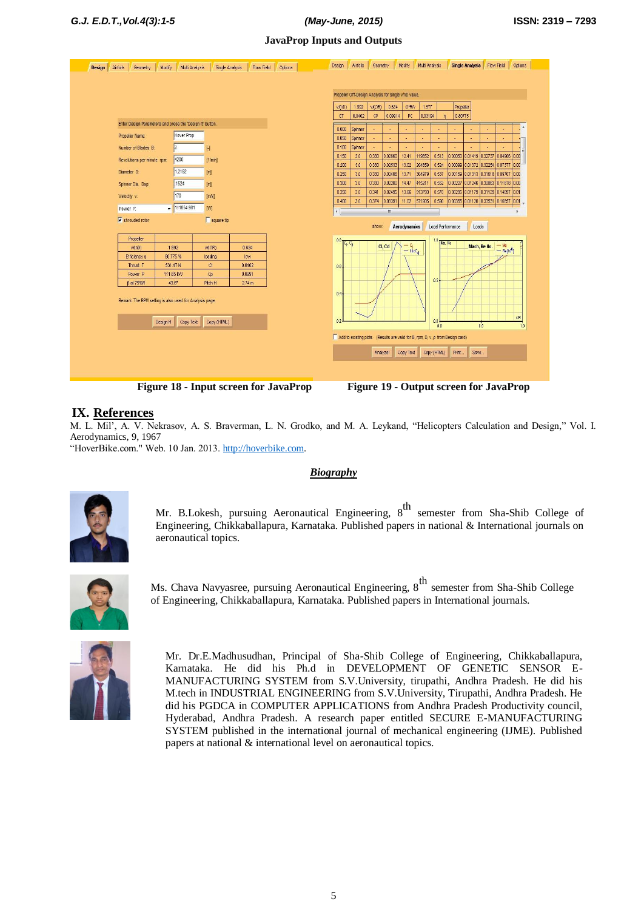JavaProp Inputs and Outputs

Figure 18 - Input screen for JavaProp

Figure 19 - Output screen for JavaProp

## IX. References

M. L. Mil', A. V. Nekrasov, A. S. Braverman, L. N. Grodko, and M. A. Leykand, "Helicopters Calculation and Design," Vol. I. Aerodynamics, 9, 1967

"HoverBike.com." Web. 10 Jan. 2013. http://hoverbike.com.

***Biography***

Mr. B.Lokesh, pursuing Aeronautical Engineering, 8th semester from Sha-Shib College of Engineering, Chikkaballapura, Karnataka. Published papers in national & International journals on aeronautical topics.

Ms. Chava Navyasree, pursuing Aeronautical Engineering, 8th semester from Sha-Shib College of Engineering, Chikkaballapura, Karnataka. Published papers in International journals.

Mr. Dr.E.Madhusudhan, Principal of Sha-Shib College of Engineering, Chikkaballapura, Karnataka. He did his Ph.d in DEVELOPMENT OF GENETIC SENSOR E-MANUFACTURING SYSTEM from S.V.University, tirupathi, Andhra Pradesh. He did his M.tech in INDUSTRIAL ENGINEERING from S.V.University, Tirupathi, Andhra Pradesh. He did his PGDCA in COMPUTER APPLICATIONS from Andhra Pradesh Productivity council, Hyderabad, Andhra Pradesh. A research paper entitled SECURE E-MANUFACTURING SYSTEM published in the international journal of mechanical engineering (IJME). Published papers at national & international level on aeronautical topics.